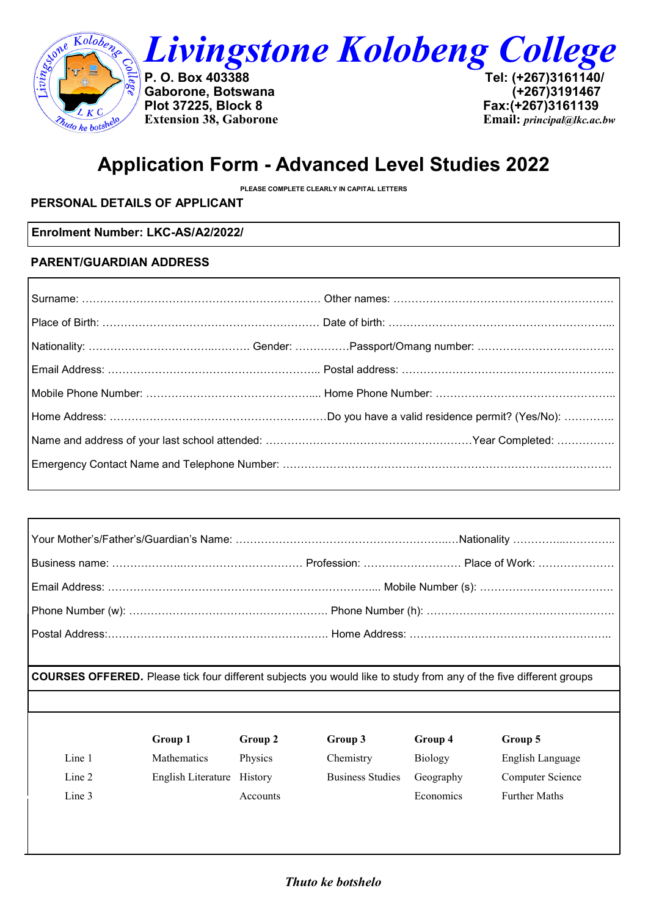# Livingstone Kolobeng College

**P. O. Box 403388**
**Gaborone, Botswana**
**Plot 37225, Block 8**
**Extension 38, Gaborone**

**Tel: (+267)3161140/**
**(+267)3191467**
**Fax:(+267)3161139**
**Email:** *principal@lkc.ac.bw*

## Application Form - Advanced Level Studies 2022

PLEASE COMPLETE CLEARLY IN CAPITAL LETTERS

### PERSONAL DETAILS OF APPLICANT

**Enrolment Number: LKC-AS/A2/2022/**

### PARENT/GUARDIAN ADDRESS

Surname: ………………………………………………………… Other names: ……………………………………………………

Place of Birth: …………………………………………………… Date of birth: ……………………………………………………...

Nationality: ……………………………..………. Gender: ……………Passport/Omang number: ………………………………..

Email Address: ………………………………………………….. Postal address: …………………………………………………..

Mobile Phone Number: ……………………………………….... Home Phone Number: …………………………………………..

Home Address: ……………………………………………………Do you have a valid residence permit? (Yes/No): …………..

Name and address of your last school attended: …………………………………………………Year Completed: …………….

Emergency Contact Name and Telephone Number: …………………………………………………………………………….

Your Mother's/Father's/Guardian's Name: ……………………………………………………..Nationality …………..…………..

Business name: ………………..…………………………… Profession: ……………………… Place of Work: …………………

Email Address: ………………………………………………………………... Mobile Number (s): ………………………………

Phone Number (w): ……………………………………………… Phone Number (h): ……………………………………………

Postal Address:…………………………………………………… Home Address: ……………………………………………..

**COURSES OFFERED.** Please tick four different subjects you would like to study from any of the five different groups

| | Group 1 | Group 2 | Group 3 | Group 4 | Group 5 |
|---|---|---|---|---|---|
| Line 1 | Mathematics | Physics | Chemistry | Biology | English Language |
| Line 2 | English Literature | History | Business Studies | Geography | Computer Science |
| Line 3 | | Accounts | | Economics | Further Maths |

*Thuto ke botshelo*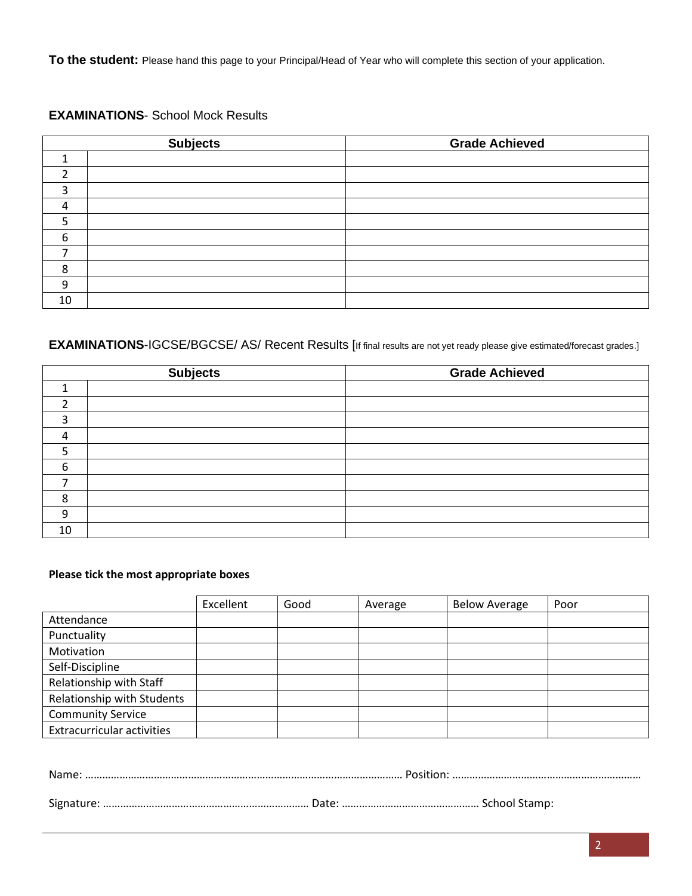**To the student:** Please hand this page to your Principal/Head of Year who will complete this section of your application.

**EXAMINATIONS**- School Mock Results

| | Subjects | Grade Achieved |
|---|---|---|
| 1 | | |
| 2 | | |
| 3 | | |
| 4 | | |
| 5 | | |
| 6 | | |
| 7 | | |
| 8 | | |
| 9 | | |
| 10 | | |

**EXAMINATIONS**-IGCSE/BGCSE/ AS/ Recent Results [If final results are not yet ready please give estimated/forecast grades.]

| | Subjects | Grade Achieved |
|---|---|---|
| 1 | | |
| 2 | | |
| 3 | | |
| 4 | | |
| 5 | | |
| 6 | | |
| 7 | | |
| 8 | | |
| 9 | | |
| 10 | | |

**Please tick the most appropriate boxes**

| | Excellent | Good | Average | Below Average | Poor |
|---|---|---|---|---|---|
| Attendance | | | | | |
| Punctuality | | | | | |
| Motivation | | | | | |
| Self-Discipline | | | | | |
| Relationship with Staff | | | | | |
| Relationship with Students | | | | | |
| Community Service | | | | | |
| Extracurricular activities | | | | | |

Name: ……………………………………………………………………………………………… Position: …………………………………………………………

Signature: ………………………………………………………………… Date: ………………………………………… School Stamp: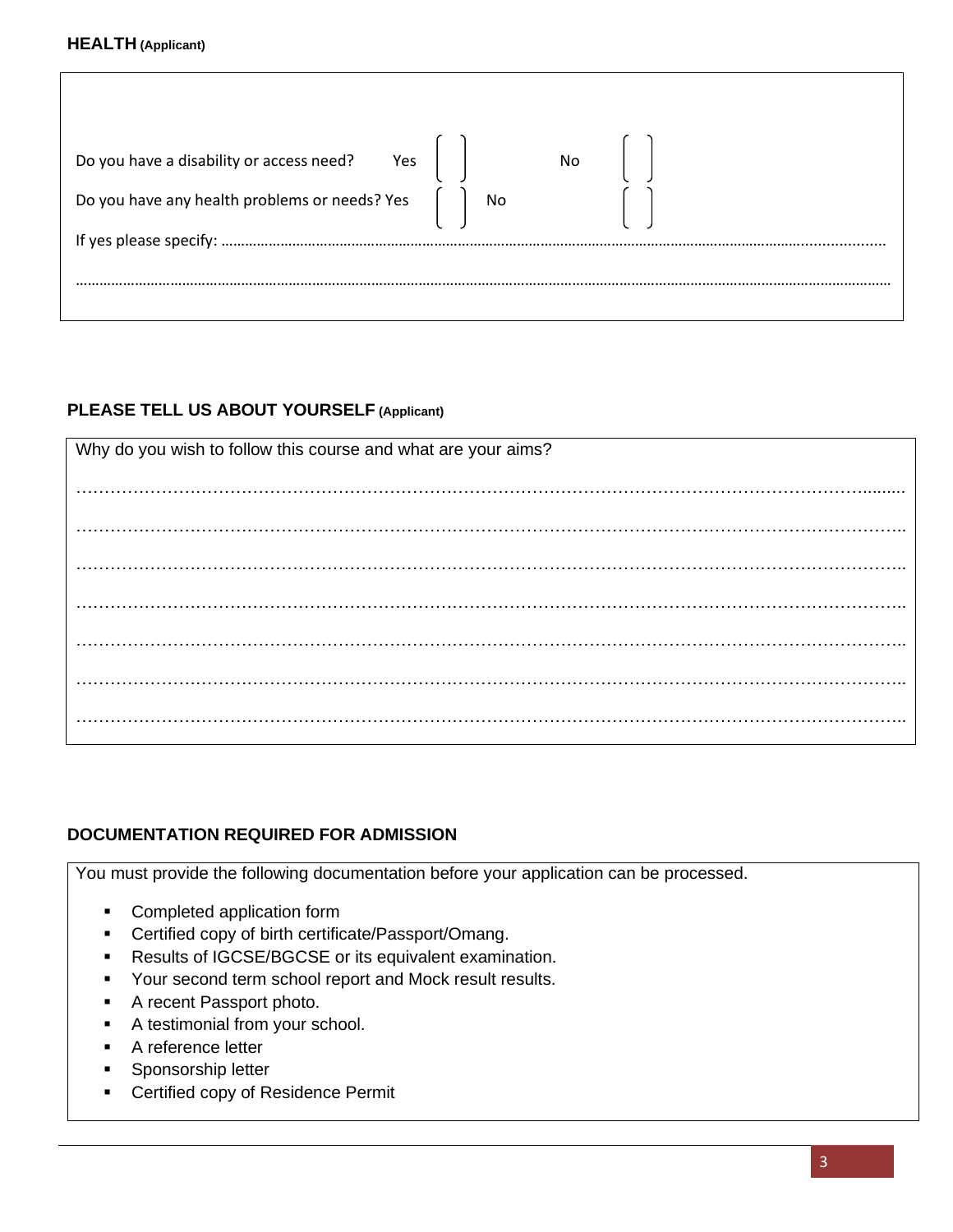**HEALTH (Applicant)**

Do you have a disability or access need? Yes [ ] No [ ]

Do you have any health problems or needs? Yes [ ] No [ ]

If yes please specify: ……………………………………………………………………………………………………………………………………………

……………………………………………………………………………………………………………………………………………………………………

**PLEASE TELL US ABOUT YOURSELF (Applicant)**

Why do you wish to follow this course and what are your aims?

……………………………………………………………………………………………………………………………

……………………………………………………………………………………………………………………………

……………………………………………………………………………………………………………………………

……………………………………………………………………………………………………………………………

……………………………………………………………………………………………………………………………

……………………………………………………………………………………………………………………………

……………………………………………………………………………………………………………………………

**DOCUMENTATION REQUIRED FOR ADMISSION**

You must provide the following documentation before your application can be processed.

- Completed application form
- Certified copy of birth certificate/Passport/Omang.
- Results of IGCSE/BGCSE or its equivalent examination.
- Your second term school report and Mock result results.
- A recent Passport photo.
- A testimonial from your school.
- A reference letter
- Sponsorship letter
- Certified copy of Residence Permit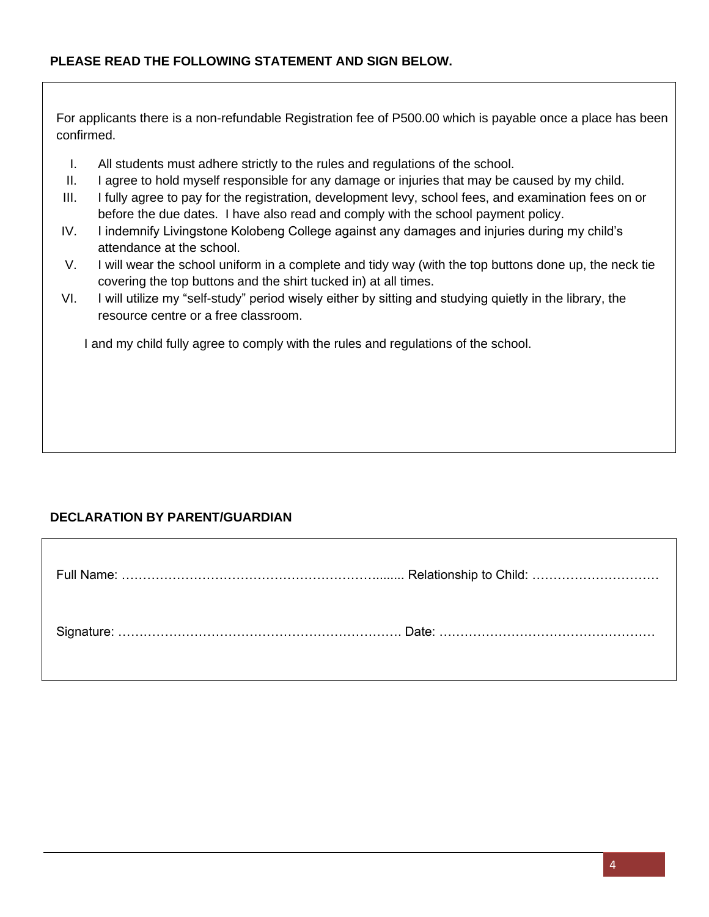**PLEASE READ THE FOLLOWING STATEMENT AND SIGN BELOW.**

For applicants there is a non-refundable Registration fee of P500.00 which is payable once a place has been confirmed.

I. All students must adhere strictly to the rules and regulations of the school.
II. I agree to hold myself responsible for any damage or injuries that may be caused by my child.
III. I fully agree to pay for the registration, development levy, school fees, and examination fees on or before the due dates. I have also read and comply with the school payment policy.
IV. I indemnify Livingstone Kolobeng College against any damages and injuries during my child's attendance at the school.
V. I will wear the school uniform in a complete and tidy way (with the top buttons done up, the neck tie covering the top buttons and the shirt tucked in) at all times.
VI. I will utilize my "self-study" period wisely either by sitting and studying quietly in the library, the resource centre or a free classroom.

I and my child fully agree to comply with the rules and regulations of the school.

**DECLARATION BY PARENT/GUARDIAN**

Full Name: ……………………………………………………....... Relationship to Child: …………………………

Signature: …………………………………………………………. Date: ……………………………………………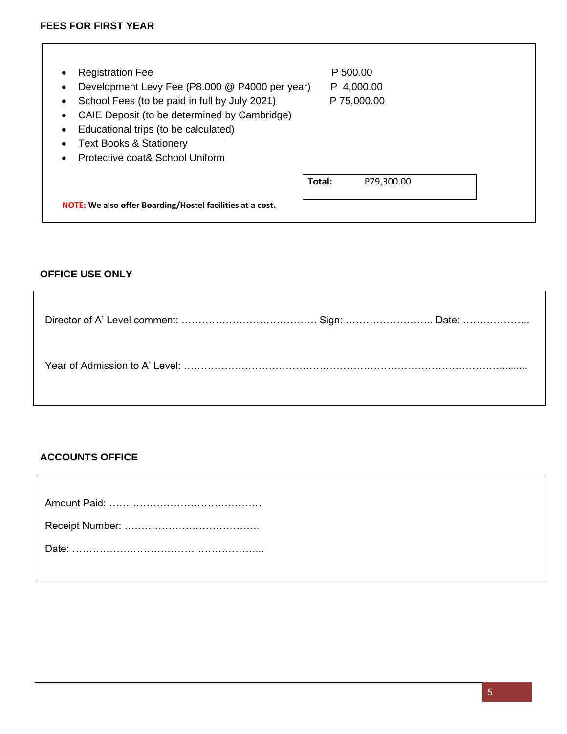### FEES FOR FIRST YEAR

| | |
|---|---|
| Registration Fee | P 500.00 |
| Development Levy Fee (P8.000 @ P4000 per year) | P 4,000.00 |
| School Fees (to be paid in full by July 2021) | P 75,000.00 |
| CAIE Deposit (to be determined by Cambridge) | |
| Educational trips (to be calculated) | |
| Text Books & Stationery | |
| Protective coat& School Uniform | |
| **Total:** | P79,300.00 |

**NOTE: We also offer Boarding/Hostel facilities at a cost.**

### OFFICE USE ONLY

Director of A' Level comment: …………………………………. Sign: …………………….. Date: ………………..

Year of Admission to A' Level: …………………………………………………………………………………..........

### ACCOUNTS OFFICE

Amount Paid: ……………………………………….

Receipt Number: ………………………………….

Date: ………………………………………………...